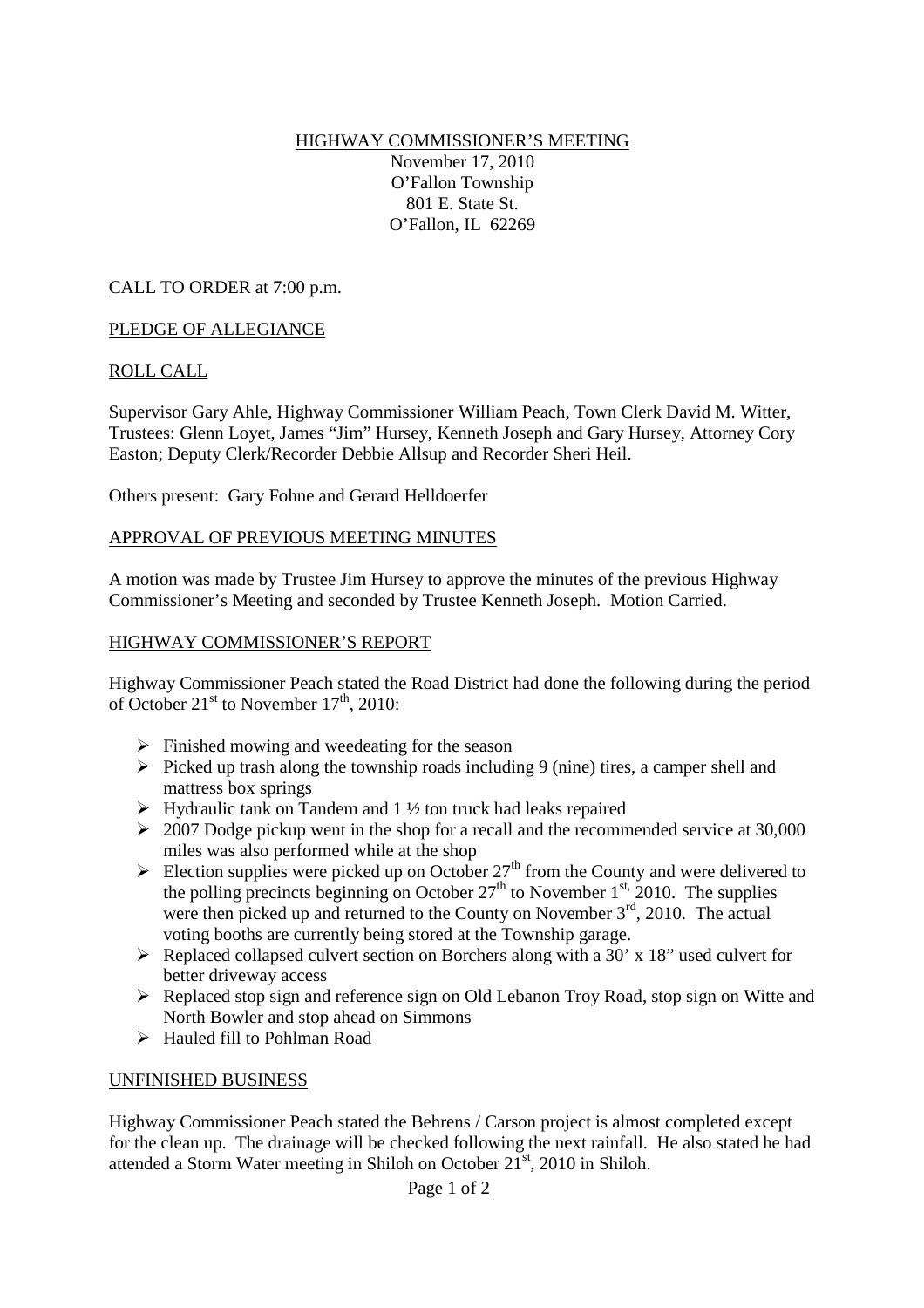HIGHWAY COMMISSIONER'S MEETING

November 17, 2010
O'Fallon Township
801 E. State St.
O'Fallon, IL 62269

CALL TO ORDER at 7:00 p.m.

PLEDGE OF ALLEGIANCE

ROLL CALL

Supervisor Gary Ahle, Highway Commissioner William Peach, Town Clerk David M. Witter, Trustees: Glenn Loyet, James "Jim" Hursey, Kenneth Joseph and Gary Hursey, Attorney Cory Easton; Deputy Clerk/Recorder Debbie Allsup and Recorder Sheri Heil.

Others present: Gary Fohne and Gerard Helldoerfer

APPROVAL OF PREVIOUS MEETING MINUTES

A motion was made by Trustee Jim Hursey to approve the minutes of the previous Highway Commissioner's Meeting and seconded by Trustee Kenneth Joseph. Motion Carried.

HIGHWAY COMMISSIONER'S REPORT

Highway Commissioner Peach stated the Road District had done the following during the period of October 21st to November 17th, 2010:

- Finished mowing and weedeating for the season
- Picked up trash along the township roads including 9 (nine) tires, a camper shell and mattress box springs
- Hydraulic tank on Tandem and 1 ½ ton truck had leaks repaired
- 2007 Dodge pickup went in the shop for a recall and the recommended service at 30,000 miles was also performed while at the shop
- Election supplies were picked up on October 27th from the County and were delivered to the polling precincts beginning on October 27th to November 1st, 2010. The supplies were then picked up and returned to the County on November 3rd, 2010. The actual voting booths are currently being stored at the Township garage.
- Replaced collapsed culvert section on Borchers along with a 30' x 18" used culvert for better driveway access
- Replaced stop sign and reference sign on Old Lebanon Troy Road, stop sign on Witte and North Bowler and stop ahead on Simmons
- Hauled fill to Pohlman Road

UNFINISHED BUSINESS

Highway Commissioner Peach stated the Behrens / Carson project is almost completed except for the clean up. The drainage will be checked following the next rainfall. He also stated he had attended a Storm Water meeting in Shiloh on October 21st, 2010 in Shiloh.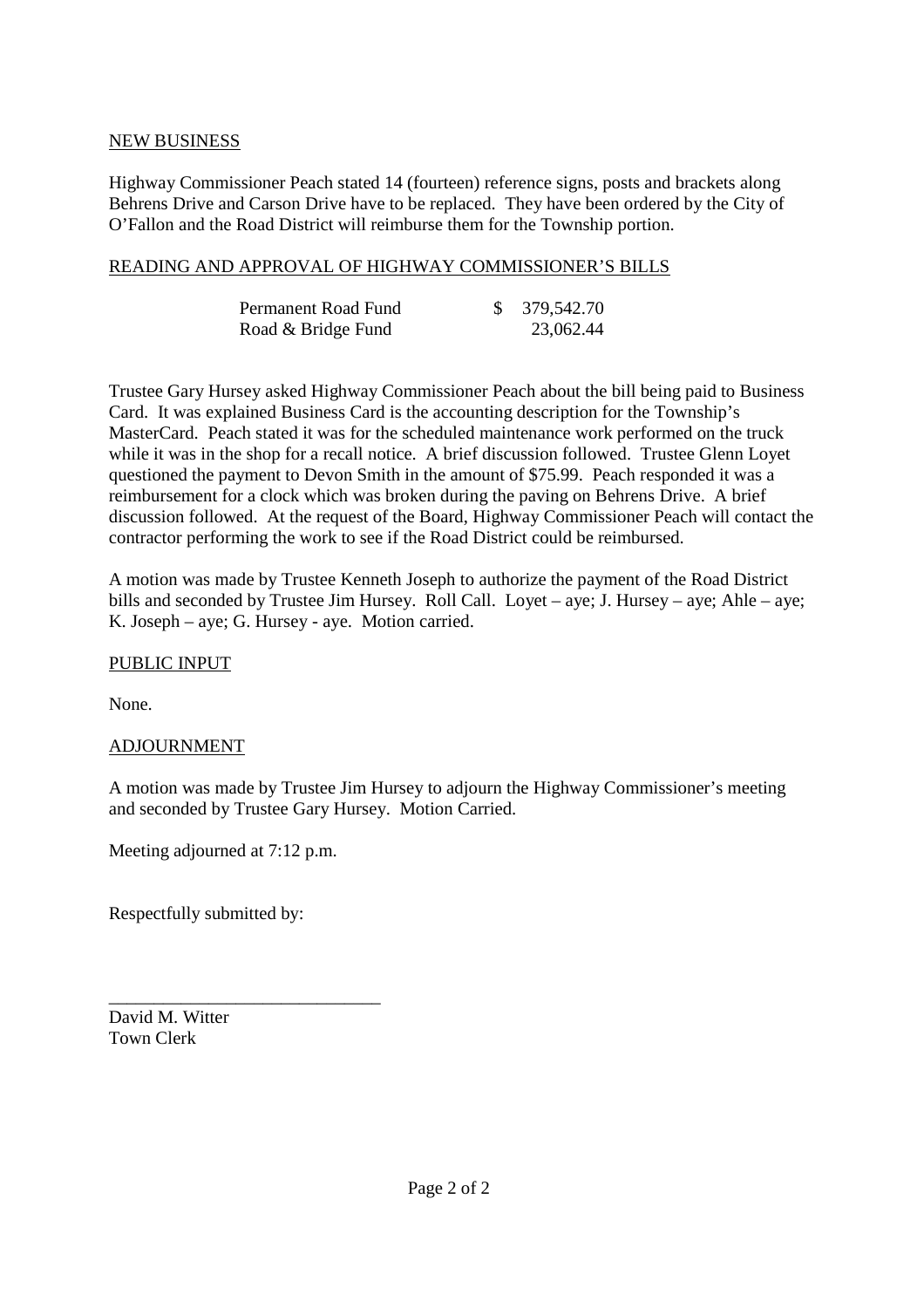## NEW BUSINESS

Highway Commissioner Peach stated 14 (fourteen) reference signs, posts and brackets along Behrens Drive and Carson Drive have to be replaced. They have been ordered by the City of O'Fallon and the Road District will reimburse them for the Township portion.

## READING AND APPROVAL OF HIGHWAY COMMISSIONER'S BILLS

| | |
|---|---|
| Permanent Road Fund | $ 379,542.70 |
| Road & Bridge Fund | 23,062.44 |

Trustee Gary Hursey asked Highway Commissioner Peach about the bill being paid to Business Card. It was explained Business Card is the accounting description for the Township's MasterCard. Peach stated it was for the scheduled maintenance work performed on the truck while it was in the shop for a recall notice. A brief discussion followed. Trustee Glenn Loyet questioned the payment to Devon Smith in the amount of $75.99. Peach responded it was a reimbursement for a clock which was broken during the paving on Behrens Drive. A brief discussion followed. At the request of the Board, Highway Commissioner Peach will contact the contractor performing the work to see if the Road District could be reimbursed.

A motion was made by Trustee Kenneth Joseph to authorize the payment of the Road District bills and seconded by Trustee Jim Hursey. Roll Call. Loyet – aye; J. Hursey – aye; Ahle – aye; K. Joseph – aye; G. Hursey - aye. Motion carried.

## PUBLIC INPUT

None.

## ADJOURNMENT

A motion was made by Trustee Jim Hursey to adjourn the Highway Commissioner's meeting and seconded by Trustee Gary Hursey. Motion Carried.

Meeting adjourned at 7:12 p.m.

Respectfully submitted by:

______________________________

David M. Witter
Town Clerk